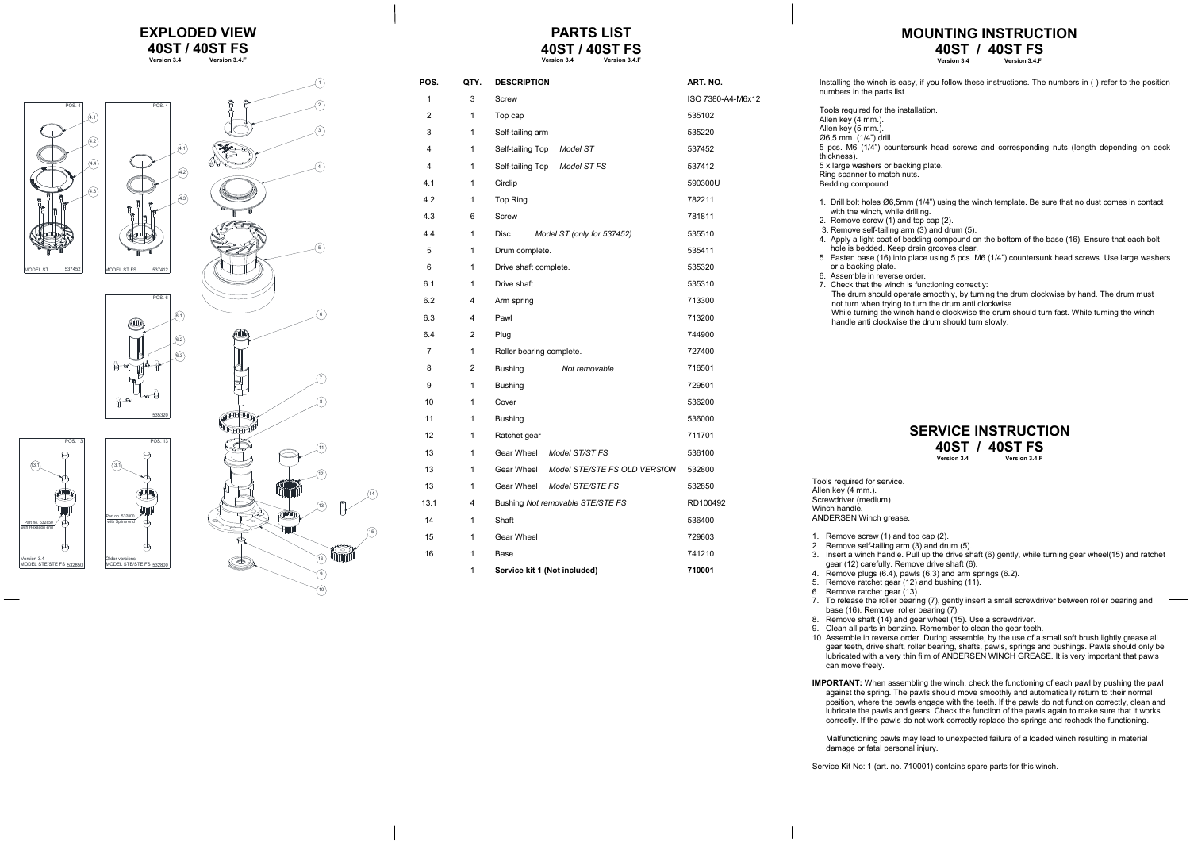# EXPLODED VIEW
## 40ST / 40ST FS
Version 3.4 Version 3.4.F

# PARTS LIST
## 40ST / 40ST FS
Version 3.4 Version 3.4.F

| POS. | QTY. | DESCRIPTION | ART. NO. |
|---|---|---|---|
| 1 | 3 | Screw | ISO 7380-A4-M6x12 |
| 2 | 1 | Top cap | 535102 |
| 3 | 1 | Self-tailing arm | 535220 |
| 4 | 1 | Self-tailing Top *Model ST* | 537452 |
| 4 | 1 | Self-tailing Top *Model ST FS* | 537412 |
| 4.1 | 1 | Circlip | 590300U |
| 4.2 | 1 | Top Ring | 782211 |
| 4.3 | 6 | Screw | 781811 |
| 4.4 | 1 | Disc *Model ST (only for 537452)* | 535510 |
| 5 | 1 | Drum complete. | 535411 |
| 6 | 1 | Drive shaft complete. | 535320 |
| 6.1 | 1 | Drive shaft | 535310 |
| 6.2 | 4 | Arm spring | 713300 |
| 6.3 | 4 | Pawl | 713200 |
| 6.4 | 2 | Plug | 744900 |
| 7 | 1 | Roller bearing complete. | 727400 |
| 8 | 2 | Bushing *Not removable* | 716501 |
| 9 | 1 | Bushing | 729501 |
| 10 | 1 | Cover | 536200 |
| 11 | 1 | Bushing | 536000 |
| 12 | 1 | Ratchet gear | 711701 |
| 13 | 1 | Gear Wheel *Model ST/ST FS* | 536100 |
| 13 | 1 | Gear Wheel *Model STE/STE FS OLD VERSION* | 532800 |
| 13 | 1 | Gear Wheel *Model STE/STE FS* | 532850 |
| 13.1 | 4 | Bushing *Not removable STE/STE FS* | RD100492 |
| 14 | 1 | Shaft | 536400 |
| 15 | 1 | Gear Wheel | 729603 |
| 16 | 1 | Base | 741210 |
| | 1 | **Service kit 1 (Not included)** | **710001** |

# MOUNTING INSTRUCTION
## 40ST / 40ST FS
Version 3.4 Version 3.4.F

Installing the winch is easy, if you follow these instructions. The numbers in ( ) refer to the position numbers in the parts list.

Tools required for the installation.
Allen key (4 mm.).
Allen key (5 mm.).
Ø6,5 mm. (1/4") drill.
5 pcs. M6 (1/4") countersunk head screws and corresponding nuts (length depending on deck thickness).
5 x large washers or backing plate.
Ring spanner to match nuts.
Bedding compound.

1. Drill bolt holes Ø6,5mm (1/4") using the winch template. Be sure that no dust comes in contact with the winch, while drilling.
2. Remove screw (1) and top cap (2).
3. Remove self-tailing arm (3) and drum (5).
4. Apply a light coat of bedding compound on the bottom of the base (16). Ensure that each bolt hole is bedded. Keep drain grooves clear.
5. Fasten base (16) into place using 5 pcs. M6 (1/4") countersunk head screws. Use large washers or a backing plate.
6. Assemble in reverse order.
7. Check that the winch is functioning correctly:
   The drum should operate smoothly, by turning the drum clockwise by hand. The drum must not turn when trying to turn the drum anti clockwise.
   While turning the winch handle clockwise the drum should turn fast. While turning the winch handle anti clockwise the drum should turn slowly.

# SERVICE INSTRUCTION
## 40ST / 40ST FS
Version 3.4 Version 3.4.F

Tools required for service.
Allen key (4 mm.).
Screwdriver (medium).
Winch handle.
ANDERSEN Winch grease.

1. Remove screw (1) and top cap (2).
2. Remove self-tailing arm (3) and drum (5).
3. Insert a winch handle. Pull up the drive shaft (6) gently, while turning gear wheel(15) and ratchet gear (12) carefully. Remove drive shaft (6).
4. Remove plugs (6.4), pawls (6.3) and arm springs (6.2).
5. Remove ratchet gear (12) and bushing (11).
6. Remove ratchet gear (13).
7. To release the roller bearing (7), gently insert a small screwdriver between roller bearing and base (16). Remove roller bearing (7).
8. Remove shaft (14) and gear wheel (15). Use a screwdriver.
9. Clean all parts in benzine. Remember to clean the gear teeth.
10. Assemble in reverse order. During assemble, by the use of a small soft brush lightly grease all gear teeth, drive shaft, roller bearing, shafts, pawls, springs and bushings. Pawls should only be lubricated with a very thin film of ANDERSEN WINCH GREASE. It is very important that pawls can move freely.

**IMPORTANT:** When assembling the winch, check the functioning of each pawl by pushing the pawl against the spring. The pawls should move smoothly and automatically return to their normal position, where the pawls engage with the teeth. If the pawls do not function correctly, clean and lubricate the pawls and gears. Check the function of the pawls again to make sure that it works correctly. If the pawls do not work correctly replace the springs and recheck the functioning.

Malfunctioning pawls may lead to unexpected failure of a loaded winch resulting in material damage or fatal personal injury.

Service Kit No: 1 (art. no. 710001) contains spare parts for this winch.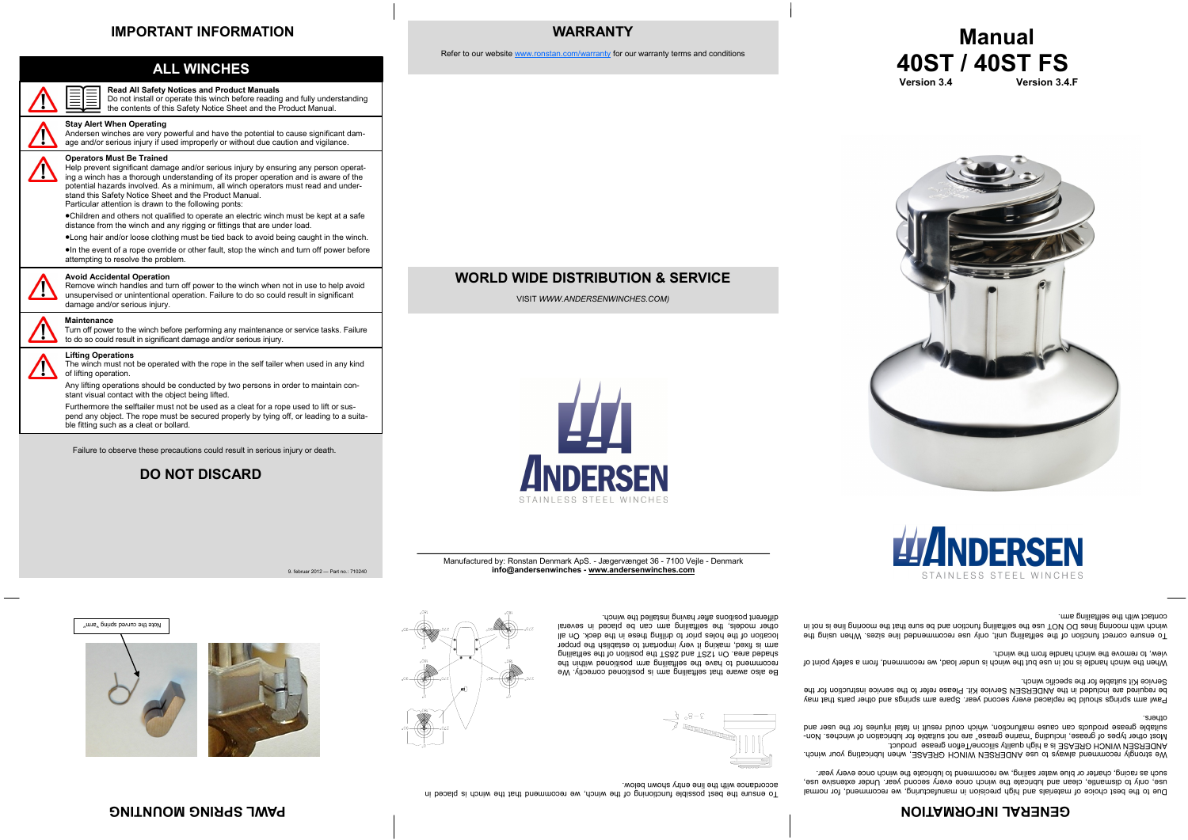## IMPORTANT INFORMATION

### ALL WINCHES

**Read All Safety Notices and Product Manuals**
Do not install or operate this winch before reading and fully understanding the contents of this Safety Notice Sheet and the Product Manual.

**Stay Alert When Operating**
Andersen winches are very powerful and have the potential to cause significant damage and/or serious injury if used improperly or without due caution and vigilance.

**Operators Must Be Trained**
Help prevent significant damage and/or serious injury by ensuring any person operating a winch has a thorough understanding of its proper operation and is aware of the potential hazards involved. As a minimum, all winch operators must read and understand this Safety Notice Sheet and the Product Manual.
Particular attention is drawn to the following points:

- Children and others not qualified to operate an electric winch must be kept at a safe distance from the winch and any rigging or fittings that are under load.
- Long hair and/or loose clothing must be tied back to avoid being caught in the winch.
- In the event of a rope override or other fault, stop the winch and turn off power before attempting to resolve the problem.

**Avoid Accidental Operation**
Remove winch handles and turn off power to the winch when not in use to help avoid unsupervised or unintentional operation. Failure to do so could result in significant damage and/or serious injury.

**Maintenance**
Turn off power to the winch before performing any maintenance or service tasks. Failure to do so could result in significant damage and/or serious injury.

**Lifting Operations**
The winch must not be operated with the rope in the self tailer when used in any kind of lifting operation.

Any lifting operations should be conducted by two persons in order to maintain constant visual contact with the object being lifted.

Furthermore the selftailer must not be used as a cleat for a rope used to lift or suspend any object. The rope must be secured properly by tying off, or leading to a suitable fitting such as a cleat or bollard.

Failure to observe these precautions could result in serious injury or death.

### DO NOT DISCARD

9. februar 2012 — Part no.: 710240

## WARRANTY

Refer to our website www.ronstan.com/warranty for our warranty terms and conditions

## WORLD WIDE DISTRIBUTION & SERVICE

VISIT *WWW.ANDERSENWINCHES.COM)*

ANDERSEN
STAINLESS STEEL WINCHES

Manufactured by: Ronstan Denmark ApS. - Jægervænget 36 - 7100 Vejle - Denmark
**info@andersenwinches - www.andersenwinches.com**

# Manual
# 40ST / 40ST FS

**Version 3.4** **Version 3.4.F**

ANDERSEN
STAINLESS STEEL WINCHES

## PAWL SPRING MOUNTING

Note the curved spring "arm"

To ensure the best possible functioning of the winch, we recommend that the winch is placed in accordance with the line entry shown below.

Be also aware that selftailing arm is positioned correctly. We recommend to have the selftailing arm positioned within the shaded area. On 12ST and 28ST the position of the selftailing arm is fixed, making it very important to establish the proper location of the holes prior to drilling these in the deck. On all other models, the selftailing arm can be placed in several different positions after having installed the winch.

## GENERAL INFORMATION

Due to the best choice of materials and high precision in manufacturing, we recommend, for normal use, only to dismantle, clean and lubricate the winch once every second year. Under extensive use, such as racing, charter or blue water sailing, we recommend to lubricate the winch once every year.

We strongly recommend always to use ANDERSEN WINCH GREASE, when lubricating your winch. ANDERSEN WINCH GREASE is a high quality silicone/Teflon grease product.
Most other types of grease, including "marine grease" are not suitable for lubrication of winches. Non-suitable grease products can cause malfunction, which could result in fatal injuries for the user and others.

Pawl arm springs should be replaced every second year. Spare arm springs and other parts that may be required are included in the ANDERSEN Service Kit. Please refer to the service instruction for the Service Kit suitable for the specific winch.

When the winch handle is not in use but the winch is under load, we recommend, from a safety point of view, to remove the winch handle from the winch.

To ensure correct function of the selftailing unit, only use recommended line sizes. When using the winch with mooring lines DO NOT use the selftailing function and be sure that the mooring line is not in contact with the selftailing arm.